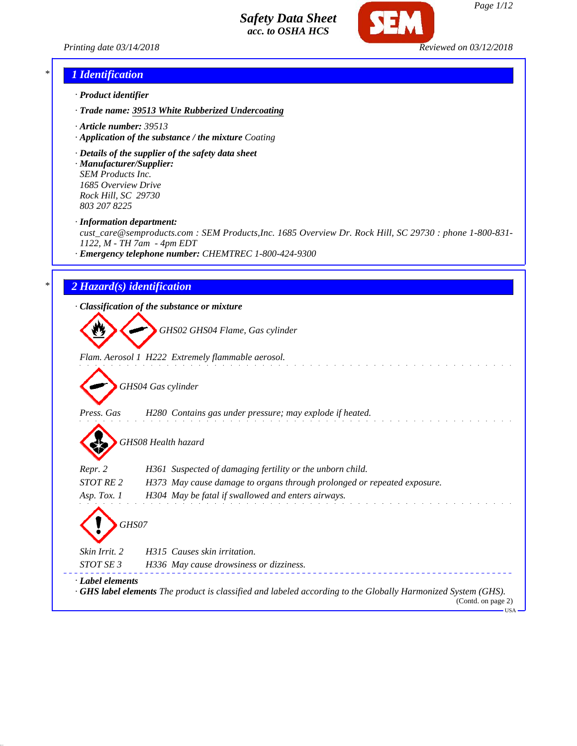# Safety Data Sheet
*acc. to OSHA HCS*

Printing date 03/14/2018 Reviewed on 03/12/2018

## 1 Identification

· **Product identifier**

· **Trade name:** **39513 White Rubberized Undercoating**

· **Article number:** 39513

· **Application of the substance / the mixture** Coating

· **Details of the supplier of the safety data sheet**

· **Manufacturer/Supplier:**
SEM Products Inc.
1685 Overview Drive
Rock Hill, SC 29730
803 207 8225

· **Information department:**
cust_care@semproducts.com : SEM Products,Inc. 1685 Overview Dr. Rock Hill, SC 29730 : phone 1-800-831-1122, M - TH 7am - 4pm EDT

· **Emergency telephone number:** CHEMTREC 1-800-424-9300

## 2 Hazard(s) identification

· **Classification of the substance or mixture**

GHS02 GHS04 Flame, Gas cylinder

Flam. Aerosol 1 H222 Extremely flammable aerosol.

GHS04 Gas cylinder

Press. Gas H280 Contains gas under pressure; may explode if heated.

GHS08 Health hazard

Repr. 2 H361 Suspected of damaging fertility or the unborn child.
STOT RE 2 H373 May cause damage to organs through prolonged or repeated exposure.
Asp. Tox. 1 H304 May be fatal if swallowed and enters airways.

GHS07

Skin Irrit. 2 H315 Causes skin irritation.
STOT SE 3 H336 May cause drowsiness or dizziness.

· **Label elements**

· **GHS label elements** The product is classified and labeled according to the Globally Harmonized System (GHS).

(Contd. on page 2)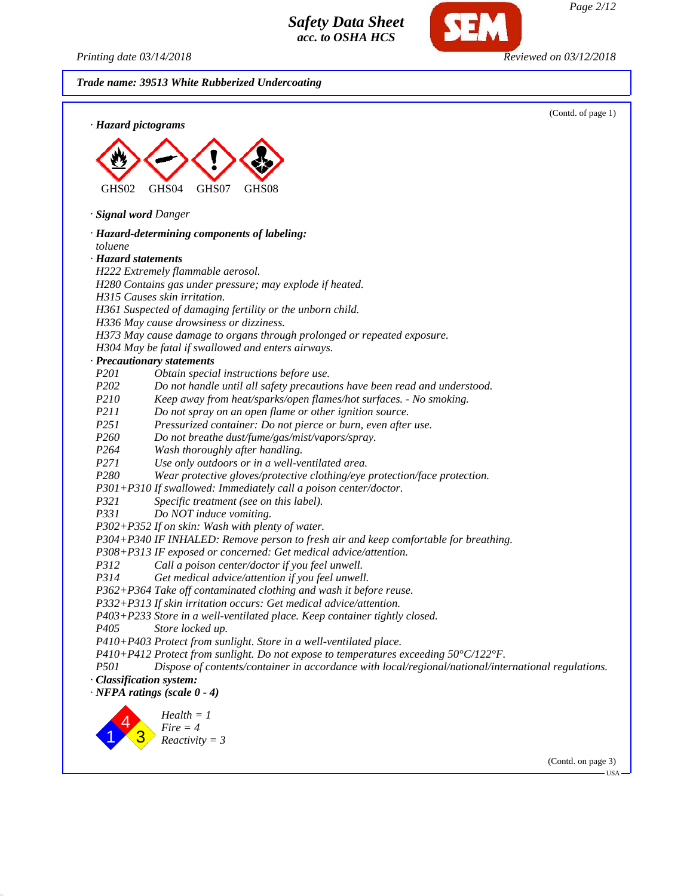**Trade name: 39513 White Rubberized Undercoating**

(Contd. of page 1)

· **Hazard pictograms**

GHS02 GHS04 GHS07 GHS08

· **Signal word** *Danger*

· **Hazard-determining components of labeling:**
*toluene*

· **Hazard statements**
*H222 Extremely flammable aerosol.*
*H280 Contains gas under pressure; may explode if heated.*
*H315 Causes skin irritation.*
*H361 Suspected of damaging fertility or the unborn child.*
*H336 May cause drowsiness or dizziness.*
*H373 May cause damage to organs through prolonged or repeated exposure.*
*H304 May be fatal if swallowed and enters airways.*

· **Precautionary statements**

| | |
|---|---|
| *P201* | *Obtain special instructions before use.* |
| *P202* | *Do not handle until all safety precautions have been read and understood.* |
| *P210* | *Keep away from heat/sparks/open flames/hot surfaces. - No smoking.* |
| *P211* | *Do not spray on an open flame or other ignition source.* |
| *P251* | *Pressurized container: Do not pierce or burn, even after use.* |
| *P260* | *Do not breathe dust/fume/gas/mist/vapors/spray.* |
| *P264* | *Wash thoroughly after handling.* |
| *P271* | *Use only outdoors or in a well-ventilated area.* |
| *P280* | *Wear protective gloves/protective clothing/eye protection/face protection.* |
| *P301+P310* | *If swallowed: Immediately call a poison center/doctor.* |
| *P321* | *Specific treatment (see on this label).* |
| *P331* | *Do NOT induce vomiting.* |
| *P302+P352* | *If on skin: Wash with plenty of water.* |
| *P304+P340* | *IF INHALED: Remove person to fresh air and keep comfortable for breathing.* |
| *P308+P313* | *IF exposed or concerned: Get medical advice/attention.* |
| *P312* | *Call a poison center/doctor if you feel unwell.* |
| *P314* | *Get medical advice/attention if you feel unwell.* |
| *P362+P364* | *Take off contaminated clothing and wash it before reuse.* |
| *P332+P313* | *If skin irritation occurs: Get medical advice/attention.* |
| *P403+P233* | *Store in a well-ventilated place. Keep container tightly closed.* |
| *P405* | *Store locked up.* |
| *P410+P403* | *Protect from sunlight. Store in a well-ventilated place.* |
| *P410+P412* | *Protect from sunlight. Do not expose to temperatures exceeding 50°C/122°F.* |
| *P501* | *Dispose of contents/container in accordance with local/regional/national/international regulations.* |

· **Classification system:**

· **NFPA ratings (scale 0 - 4)**

*Health = 1*
*Fire = 4*
*Reactivity = 3*

(Contd. on page 3)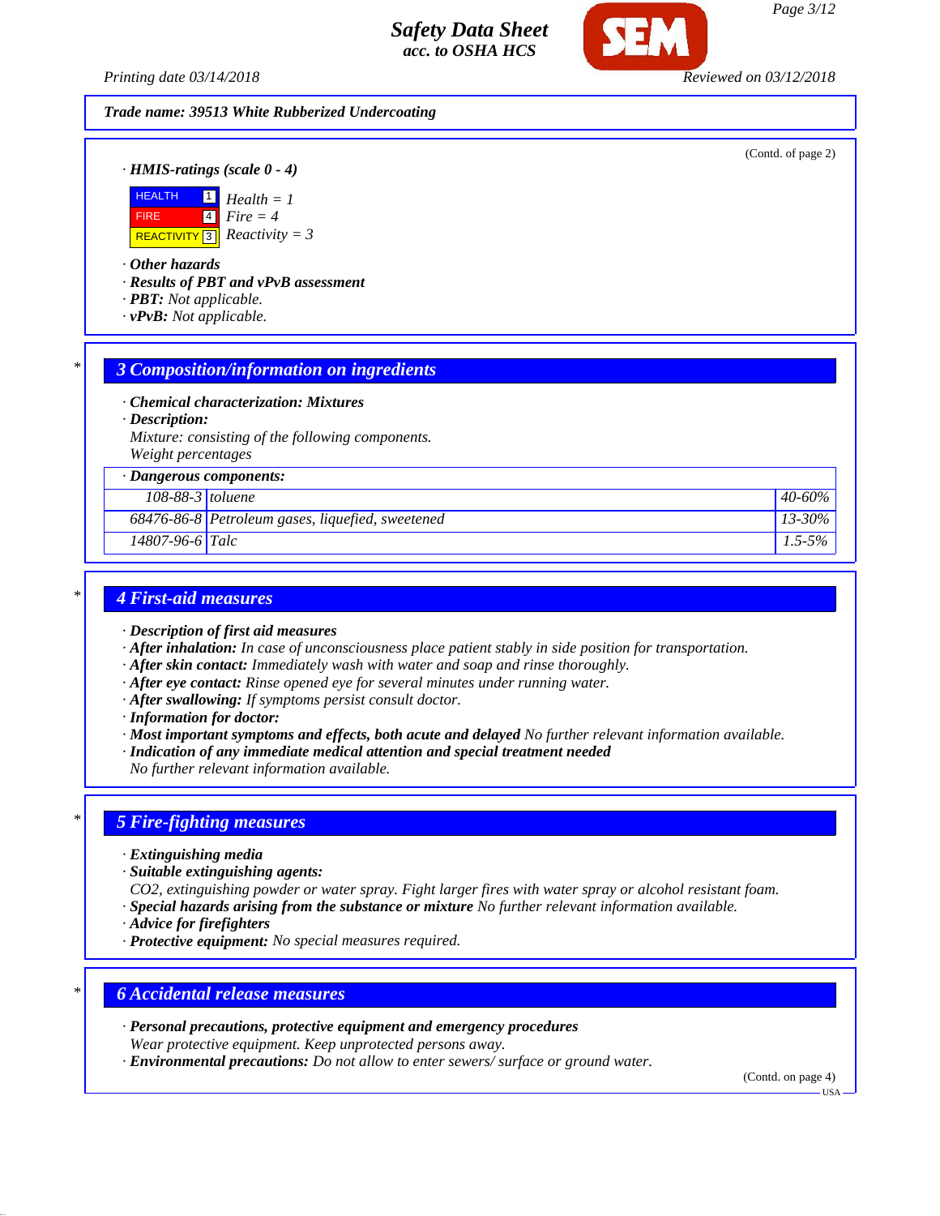Trade name: 39513 White Rubberized Undercoating

(Contd. of page 2)

· **HMIS-ratings (scale 0 - 4)**

| | | |
|---|---|---|
| HEALTH | 1 | Health = 1 |
| FIRE | 4 | Fire = 4 |
| REACTIVITY | 3 | Reactivity = 3 |

· **Other hazards**
· **Results of PBT and vPvB assessment**
· **PBT:** Not applicable.
· **vPvB:** Not applicable.

## 3 Composition/information on ingredients

· **Chemical characterization: Mixtures**
· **Description:**
Mixture: consisting of the following components.
Weight percentages

· **Dangerous components:**

| CAS | Name | % |
|---|---|---|
| 108-88-3 | toluene | 40-60% |
| 68476-86-8 | Petroleum gases, liquefied, sweetened | 13-30% |
| 14807-96-6 | Talc | 1.5-5% |

## 4 First-aid measures

· **Description of first aid measures**
· **After inhalation:** In case of unconsciousness place patient stably in side position for transportation.
· **After skin contact:** Immediately wash with water and soap and rinse thoroughly.
· **After eye contact:** Rinse opened eye for several minutes under running water.
· **After swallowing:** If symptoms persist consult doctor.
· **Information for doctor:**
· **Most important symptoms and effects, both acute and delayed** No further relevant information available.
· **Indication of any immediate medical attention and special treatment needed**
No further relevant information available.

## 5 Fire-fighting measures

· **Extinguishing media**
· **Suitable extinguishing agents:**
$CO_2$, extinguishing powder or water spray. Fight larger fires with water spray or alcohol resistant foam.
· **Special hazards arising from the substance or mixture** No further relevant information available.
· **Advice for firefighters**
· **Protective equipment:** No special measures required.

## 6 Accidental release measures

· **Personal precautions, protective equipment and emergency procedures**
Wear protective equipment. Keep unprotected persons away.
· **Environmental precautions:** Do not allow to enter sewers/ surface or ground water.

(Contd. on page 4)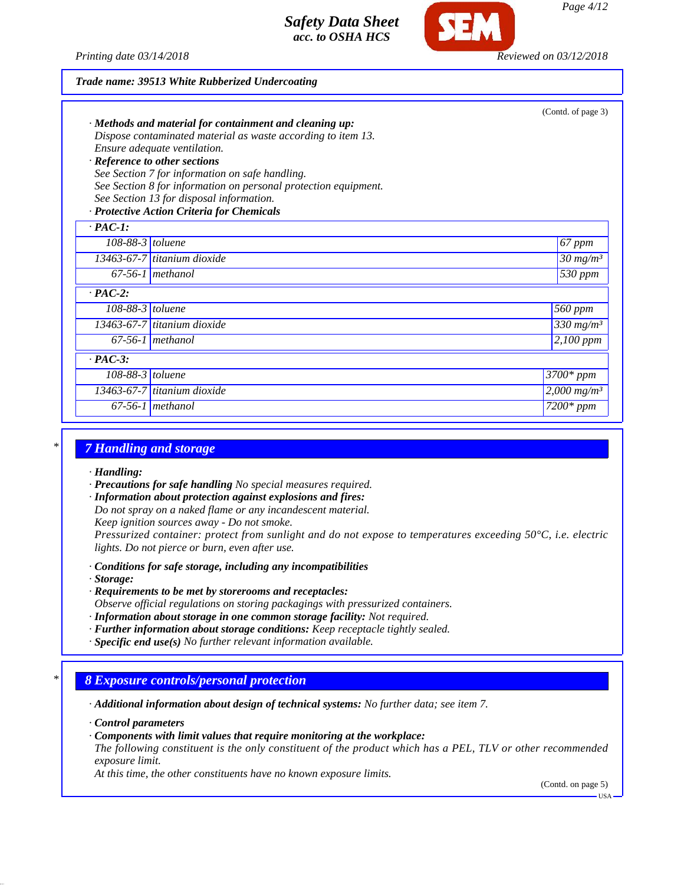Trade name: 39513 White Rubberized Undercoating

(Contd. of page 3)

· **Methods and material for containment and cleaning up:**
Dispose contaminated material as waste according to item 13.
Ensure adequate ventilation.

· **Reference to other sections**
See Section 7 for information on safe handling.
See Section 8 for information on personal protection equipment.
See Section 13 for disposal information.

· **Protective Action Criteria for Chemicals**

| · PAC-1: | | |
|---|---|---|
| 108-88-3 | toluene | 67 ppm |
| 13463-67-7 | titanium dioxide | 30 mg/m³ |
| 67-56-1 | methanol | 530 ppm |
| **· PAC-2:** | | |
| 108-88-3 | toluene | 560 ppm |
| 13463-67-7 | titanium dioxide | 330 mg/m³ |
| 67-56-1 | methanol | 2,100 ppm |
| **· PAC-3:** | | |
| 108-88-3 | toluene | 3700* ppm |
| 13463-67-7 | titanium dioxide | 2,000 mg/m³ |
| 67-56-1 | methanol | 7200* ppm |

\* 

## 7 Handling and storage

· **Handling:**
· **Precautions for safe handling** No special measures required.
· **Information about protection against explosions and fires:**
Do not spray on a naked flame or any incandescent material.
Keep ignition sources away - Do not smoke.
Pressurized container: protect from sunlight and do not expose to temperatures exceeding 50°C, i.e. electric lights. Do not pierce or burn, even after use.

· **Conditions for safe storage, including any incompatibilities**
· **Storage:**
· **Requirements to be met by storerooms and receptacles:**
Observe official regulations on storing packagings with pressurized containers.
· **Information about storage in one common storage facility:** Not required.
· **Further information about storage conditions:** Keep receptacle tightly sealed.
· **Specific end use(s)** No further relevant information available.

\*

## 8 Exposure controls/personal protection

· **Additional information about design of technical systems:** No further data; see item 7.

· **Control parameters**
· **Components with limit values that require monitoring at the workplace:**
The following constituent is the only constituent of the product which has a PEL, TLV or other recommended exposure limit.
At this time, the other constituents have no known exposure limits.

(Contd. on page 5)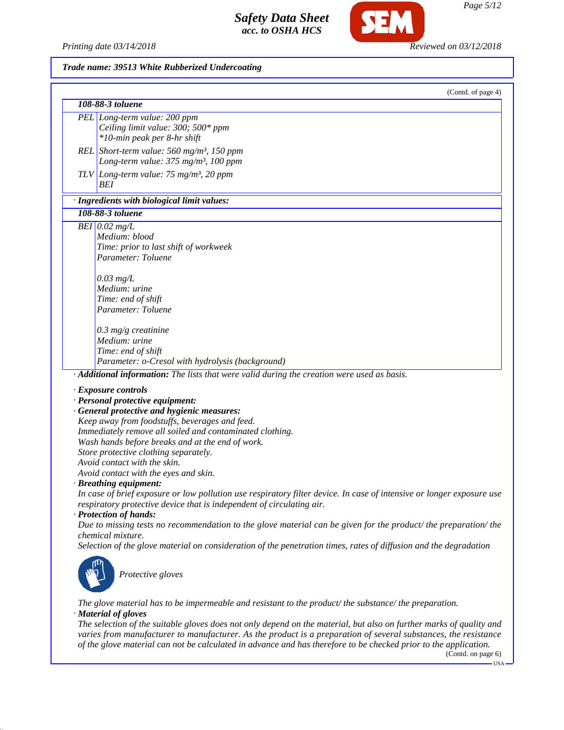Trade name: 39513 White Rubberized Undercoating

(Contd. of page 4)

| 108-88-3 toluene | |
|---|---|
| PEL | Long-term value: 200 ppm<br>Ceiling limit value: 300; 500* ppm<br>*10-min peak per 8-hr shift |
| REL | Short-term value: 560 mg/m³, 150 ppm<br>Long-term value: 375 mg/m³, 100 ppm |
| TLV | Long-term value: 75 mg/m³, 20 ppm<br>BEI |

· **Ingredients with biological limit values:**

| 108-88-3 toluene | |
|---|---|
| BEI | 0.02 mg/L<br>Medium: blood<br>Time: prior to last shift of workweek<br>Parameter: Toluene<br><br>0.03 mg/L<br>Medium: urine<br>Time: end of shift<br>Parameter: Toluene<br><br>0.3 mg/g creatinine<br>Medium: urine<br>Time: end of shift<br>Parameter: o-Cresol with hydrolysis (background) |

· **Additional information:** The lists that were valid during the creation were used as basis.

· **Exposure controls**

· **Personal protective equipment:**

· **General protective and hygienic measures:**

Keep away from foodstuffs, beverages and feed.
Immediately remove all soiled and contaminated clothing.
Wash hands before breaks and at the end of work.
Store protective clothing separately.
Avoid contact with the skin.
Avoid contact with the eyes and skin.

· **Breathing equipment:**

In case of brief exposure or low pollution use respiratory filter device. In case of intensive or longer exposure use respiratory protective device that is independent of circulating air.

· **Protection of hands:**

Due to missing tests no recommendation to the glove material can be given for the product/ the preparation/ the chemical mixture.
Selection of the glove material on consideration of the penetration times, rates of diffusion and the degradation

Protective gloves

The glove material has to be impermeable and resistant to the product/ the substance/ the preparation.

· **Material of gloves**

The selection of the suitable gloves does not only depend on the material, but also on further marks of quality and varies from manufacturer to manufacturer. As the product is a preparation of several substances, the resistance of the glove material can not be calculated in advance and has therefore to be checked prior to the application.

(Contd. on page 6)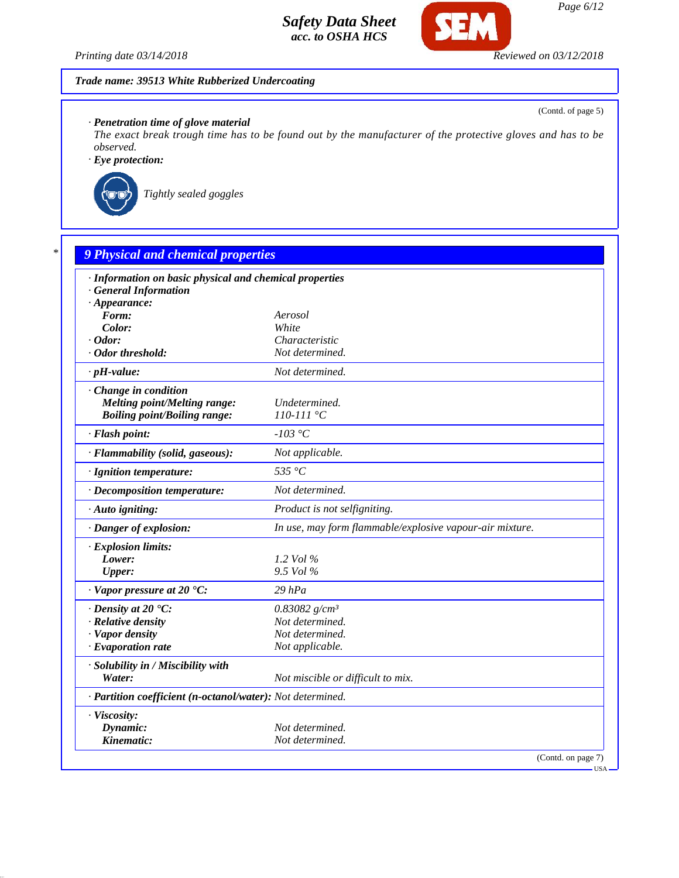**Safety Data Sheet**
**acc. to OSHA HCS**

Printing date 03/14/2018 Reviewed on 03/12/2018

**Trade name: 39513 White Rubberized Undercoating**

(Contd. of page 5)

· **Penetration time of glove material**
The exact break trough time has to be found out by the manufacturer of the protective gloves and has to be observed.

· **Eye protection:**

Tightly sealed goggles

## 9 Physical and chemical properties

| | |
|---|---|
| · **Information on basic physical and chemical properties** | |
| · **General Information** | |
| · **Appearance:** | |
| **Form:** | Aerosol |
| **Color:** | White |
| · **Odor:** | Characteristic |
| · **Odor threshold:** | Not determined. |
| · **pH-value:** | Not determined. |
| · **Change in condition** | |
| **Melting point/Melting range:** | Undetermined. |
| **Boiling point/Boiling range:** | 110-111 °C |
| · **Flash point:** | -103 °C |
| · **Flammability (solid, gaseous):** | Not applicable. |
| · **Ignition temperature:** | 535 °C |
| · **Decomposition temperature:** | Not determined. |
| · **Auto igniting:** | Product is not selfigniting. |
| · **Danger of explosion:** | In use, may form flammable/explosive vapour-air mixture. |
| · **Explosion limits:** | |
| **Lower:** | 1.2 Vol % |
| **Upper:** | 9.5 Vol % |
| · **Vapor pressure at 20 °C:** | 29 hPa |
| · **Density at 20 °C:** | 0.83082 g/cm³ |
| · **Relative density** | Not determined. |
| · **Vapor density** | Not determined. |
| · **Evaporation rate** | Not applicable. |
| · **Solubility in / Miscibility with** | |
| **Water:** | Not miscible or difficult to mix. |
| · **Partition coefficient (n-octanol/water):** | Not determined. |
| · **Viscosity:** | |
| **Dynamic:** | Not determined. |
| **Kinematic:** | Not determined. |

(Contd. on page 7)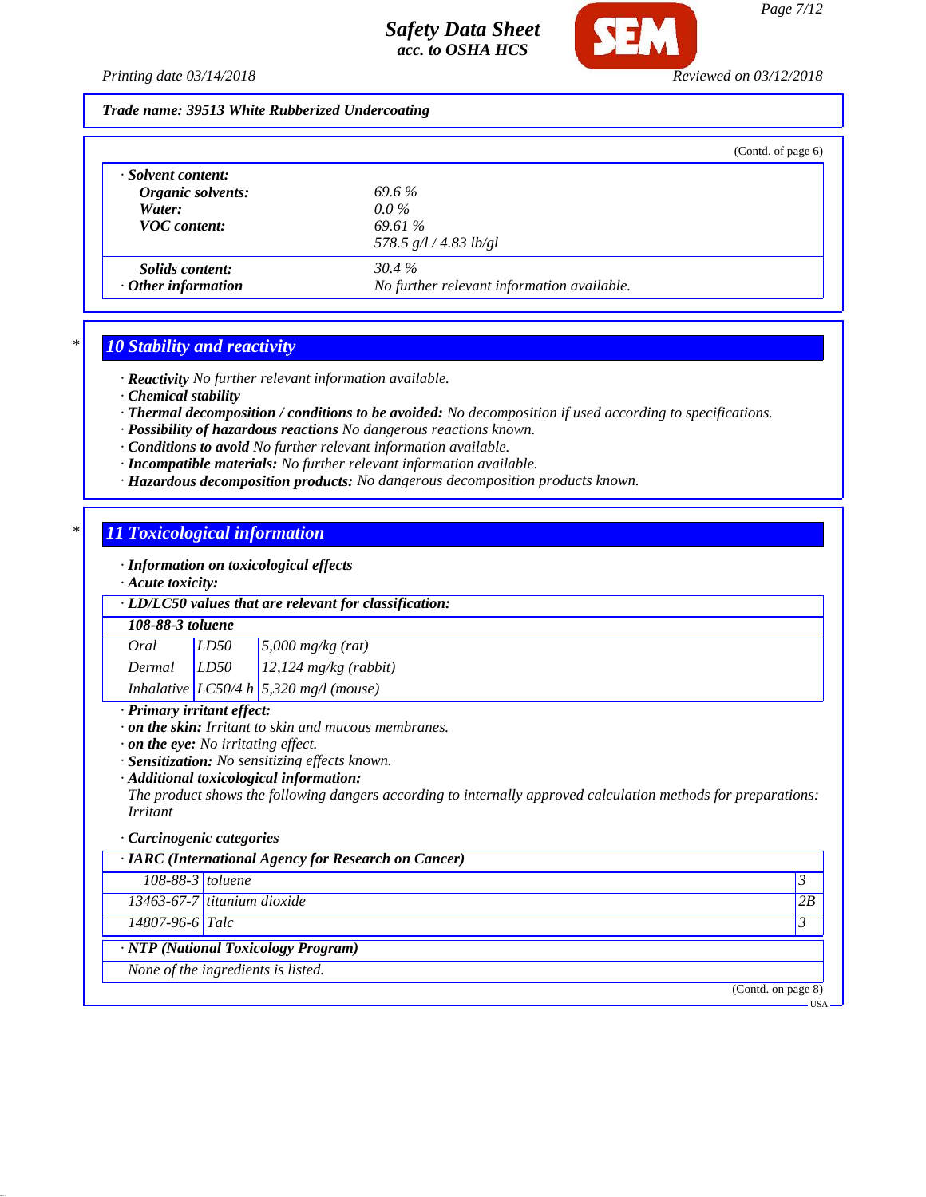**Trade name: 39513 White Rubberized Undercoating**

(Contd. of page 6)

| · **Solvent content:** | |
|---|---|
| **Organic solvents:** | 69.6 % |
| **Water:** | 0.0 % |
| **VOC content:** | 69.61 % |
| | 578.5 g/l / 4.83 lb/gl |
| **Solids content:** | 30.4 % |
| · **Other information** | No further relevant information available. |

## * 10 Stability and reactivity

· **Reactivity** No further relevant information available.
· **Chemical stability**
· **Thermal decomposition / conditions to be avoided:** No decomposition if used according to specifications.
· **Possibility of hazardous reactions** No dangerous reactions known.
· **Conditions to avoid** No further relevant information available.
· **Incompatible materials:** No further relevant information available.
· **Hazardous decomposition products:** No dangerous decomposition products known.

## * 11 Toxicological information

· **Information on toxicological effects**
· **Acute toxicity:**

| · **LD/LC50 values that are relevant for classification:** | | |
|---|---|---|
| **108-88-3 toluene** | | |
| Oral | LD50 | 5,000 mg/kg (rat) |
| Dermal | LD50 | 12,124 mg/kg (rabbit) |
| Inhalative | LC50/4 h | 5,320 mg/l (mouse) |

· **Primary irritant effect:**
· **on the skin:** Irritant to skin and mucous membranes.
· **on the eye:** No irritating effect.
· **Sensitization:** No sensitizing effects known.
· **Additional toxicological information:**
The product shows the following dangers according to internally approved calculation methods for preparations:
Irritant

· **Carcinogenic categories**

| · **IARC (International Agency for Research on Cancer)** | | |
|---|---|---|
| 108-88-3 | toluene | 3 |
| 13463-67-7 | titanium dioxide | 2B |
| 14807-96-6 | Talc | 3 |

| · **NTP (National Toxicology Program)** |
|---|
| None of the ingredients is listed. |

(Contd. on page 8)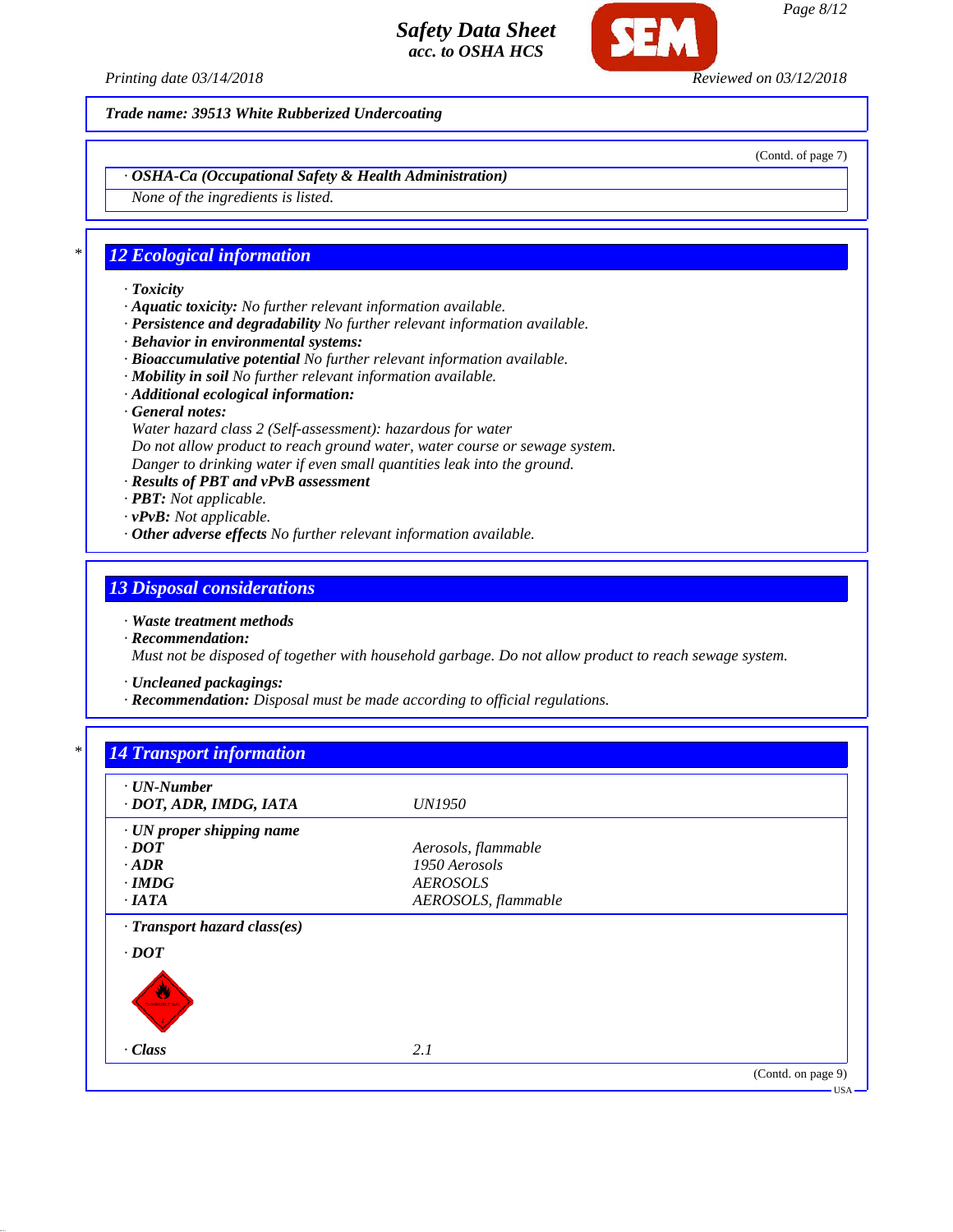Trade name: 39513 White Rubberized Undercoating

(Contd. of page 7)

· **OSHA-Ca (Occupational Safety & Health Administration)**

None of the ingredients is listed.

## 12 Ecological information

· **Toxicity**
· **Aquatic toxicity:** No further relevant information available.
· **Persistence and degradability** No further relevant information available.
· **Behavior in environmental systems:**
· **Bioaccumulative potential** No further relevant information available.
· **Mobility in soil** No further relevant information available.
· **Additional ecological information:**
· **General notes:**
Water hazard class 2 (Self-assessment): hazardous for water
Do not allow product to reach ground water, water course or sewage system.
Danger to drinking water if even small quantities leak into the ground.
· **Results of PBT and vPvB assessment**
· **PBT:** Not applicable.
· **vPvB:** Not applicable.
· **Other adverse effects** No further relevant information available.

## 13 Disposal considerations

· **Waste treatment methods**
· **Recommendation:**
Must not be disposed of together with household garbage. Do not allow product to reach sewage system.

· **Uncleaned packagings:**
· **Recommendation:** Disposal must be made according to official regulations.

## 14 Transport information

| | |
|---|---|
| · **UN-Number** | |
| · **DOT, ADR, IMDG, IATA** | UN1950 |
| · **UN proper shipping name** | |
| · **DOT** | Aerosols, flammable |
| · **ADR** | 1950 Aerosols |
| · **IMDG** | AEROSOLS |
| · **IATA** | AEROSOLS, flammable |
| · **Transport hazard class(es)** | |
| · **DOT** | |
| · **Class** | 2.1 |

(Contd. on page 9)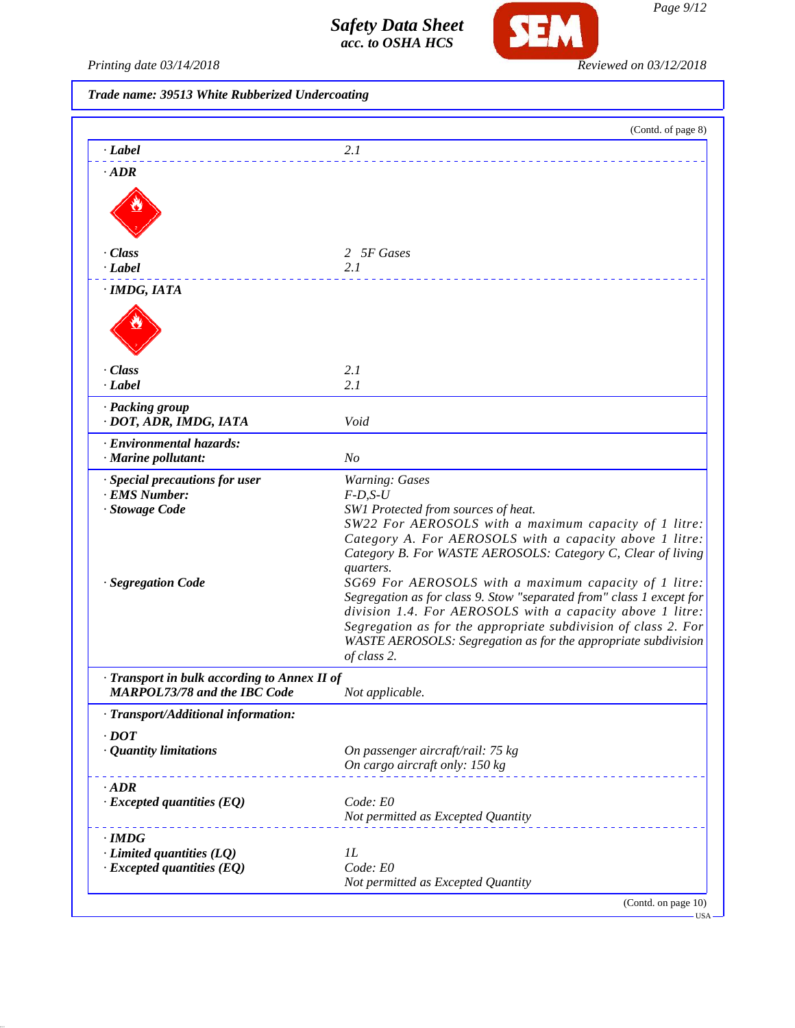**Trade name: 39513 White Rubberized Undercoating**

(Contd. of page 8)

| | |
|---|---|
| · **Label** | 2.1 |
| · **ADR** | |
| · **Class** | 2 5F Gases |
| · **Label** | 2.1 |
| · **IMDG, IATA** | |
| · **Class** | 2.1 |
| · **Label** | 2.1 |
| · **Packing group** | |
| · **DOT, ADR, IMDG, IATA** | Void |
| · **Environmental hazards:** | |
| · **Marine pollutant:** | No |
| · **Special precautions for user** | Warning: Gases |
| · **EMS Number:** | F-D,S-U |
| · **Stowage Code** | SW1 Protected from sources of heat. SW22 For AEROSOLS with a maximum capacity of 1 litre: Category A. For AEROSOLS with a capacity above 1 litre: Category B. For WASTE AEROSOLS: Category C, Clear of living quarters. |
| · **Segregation Code** | SG69 For AEROSOLS with a maximum capacity of 1 litre: Segregation as for class 9. Stow "separated from" class 1 except for division 1.4. For AEROSOLS with a capacity above 1 litre: Segregation as for the appropriate subdivision of class 2. For WASTE AEROSOLS: Segregation as for the appropriate subdivision of class 2. |
| · **Transport in bulk according to Annex II of MARPOL73/78 and the IBC Code** | Not applicable. |
| · **Transport/Additional information:** | |
| · **DOT** | |
| · **Quantity limitations** | On passenger aircraft/rail: 75 kg<br>On cargo aircraft only: 150 kg |
| · **ADR** | |
| · **Excepted quantities (EQ)** | Code: E0<br>Not permitted as Excepted Quantity |
| · **IMDG** | |
| · **Limited quantities (LQ)** | 1L |
| · **Excepted quantities (EQ)** | Code: E0<br>Not permitted as Excepted Quantity |

(Contd. on page 10)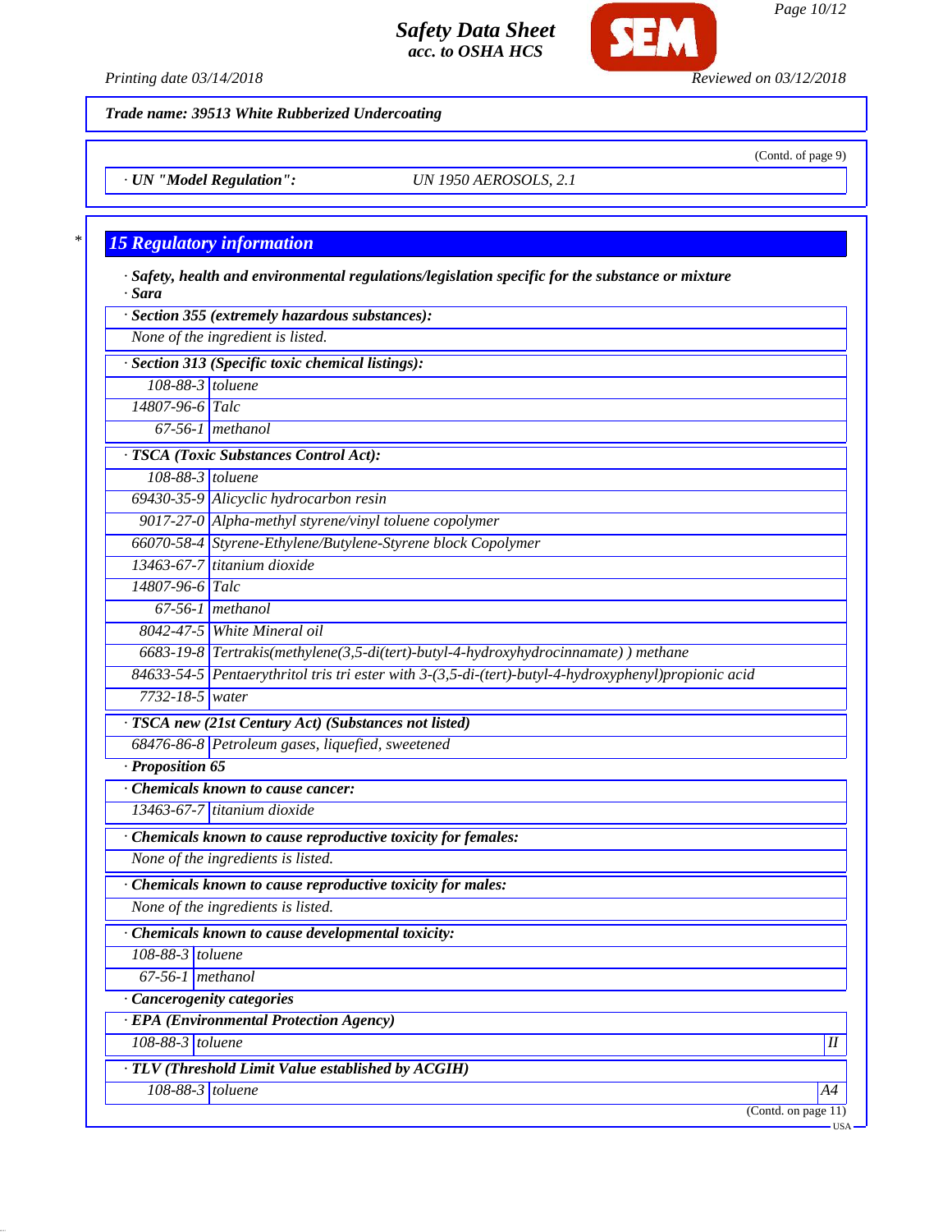**Trade name: 39513 White Rubberized Undercoating**

(Contd. of page 9)

· **UN "Model Regulation":** UN 1950 AEROSOLS, 2.1

## 15 Regulatory information

· **Safety, health and environmental regulations/legislation specific for the substance or mixture**
· **Sara**

· **Section 355 (extremely hazardous substances):**

None of the ingredient is listed.

· **Section 313 (Specific toxic chemical listings):**

| | |
|---|---|
| 108-88-3 | toluene |
| 14807-96-6 | Talc |
| 67-56-1 | methanol |

· **TSCA (Toxic Substances Control Act):**

| | |
|---|---|
| 108-88-3 | toluene |
| 69430-35-9 | Alicyclic hydrocarbon resin |
| 9017-27-0 | Alpha-methyl styrene/vinyl toluene copolymer |
| 66070-58-4 | Styrene-Ethylene/Butylene-Styrene block Copolymer |
| 13463-67-7 | titanium dioxide |
| 14807-96-6 | Talc |
| 67-56-1 | methanol |
| 8042-47-5 | White Mineral oil |
| 6683-19-8 | Tertrakis(methylene(3,5-di(tert)-butyl-4-hydroxyhydrocinnamate) ) methane |
| 84633-54-5 | Pentaerythritol tris tri ester with 3-(3,5-di-(tert)-butyl-4-hydroxyphenyl)propionic acid |
| 7732-18-5 | water |

· **TSCA new (21st Century Act) (Substances not listed)**

| | |
|---|---|
| 68476-86-8 | Petroleum gases, liquefied, sweetened |

· **Proposition 65**

· **Chemicals known to cause cancer:**

| | |
|---|---|
| 13463-67-7 | titanium dioxide |

· **Chemicals known to cause reproductive toxicity for females:**

None of the ingredients is listed.

· **Chemicals known to cause reproductive toxicity for males:**

None of the ingredients is listed.

· **Chemicals known to cause developmental toxicity:**

| | |
|---|---|
| 108-88-3 | toluene |
| 67-56-1 | methanol |

· **Cancerogenity categories**

· **EPA (Environmental Protection Agency)**

| | | |
|---|---|---|
| 108-88-3 | toluene | II |

· **TLV (Threshold Limit Value established by ACGIH)**

| | | |
|---|---|---|
| 108-88-3 | toluene | A4 |

(Contd. on page 11)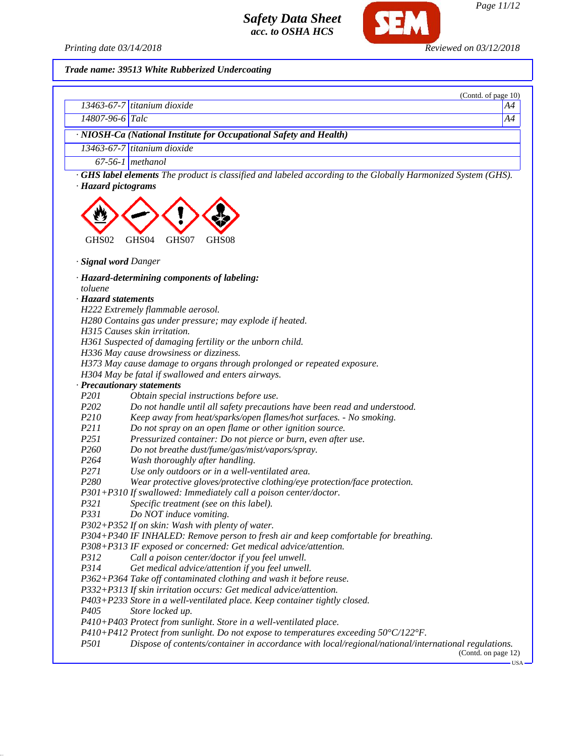**Trade name: 39513 White Rubberized Undercoating**

(Contd. of page 10)

| | | |
|---|---|---|
| 13463-67-7 | titanium dioxide | A4 |
| 14807-96-6 | Talc | A4 |

**· NIOSH-Ca (National Institute for Occupational Safety and Health)**

| | |
|---|---|
| 13463-67-7 | titanium dioxide |
| 67-56-1 | methanol |

· **GHS label elements** *The product is classified and labeled according to the Globally Harmonized System (GHS).*

· **Hazard pictograms**

GHS02 GHS04 GHS07 GHS08

· **Signal word** *Danger*

· **Hazard-determining components of labeling:**
*toluene*

· **Hazard statements**
*H222 Extremely flammable aerosol.*
*H280 Contains gas under pressure; may explode if heated.*
*H315 Causes skin irritation.*
*H361 Suspected of damaging fertility or the unborn child.*
*H336 May cause drowsiness or dizziness.*
*H373 May cause damage to organs through prolonged or repeated exposure.*
*H304 May be fatal if swallowed and enters airways.*

· **Precautionary statements**
*P201 Obtain special instructions before use.*
*P202 Do not handle until all safety precautions have been read and understood.*
*P210 Keep away from heat/sparks/open flames/hot surfaces. - No smoking.*
*P211 Do not spray on an open flame or other ignition source.*
*P251 Pressurized container: Do not pierce or burn, even after use.*
*P260 Do not breathe dust/fume/gas/mist/vapors/spray.*
*P264 Wash thoroughly after handling.*
*P271 Use only outdoors or in a well-ventilated area.*
*P280 Wear protective gloves/protective clothing/eye protection/face protection.*
*P301+P310 If swallowed: Immediately call a poison center/doctor.*
*P321 Specific treatment (see on this label).*
*P331 Do NOT induce vomiting.*
*P302+P352 If on skin: Wash with plenty of water.*
*P304+P340 IF INHALED: Remove person to fresh air and keep comfortable for breathing.*
*P308+P313 IF exposed or concerned: Get medical advice/attention.*
*P312 Call a poison center/doctor if you feel unwell.*
*P314 Get medical advice/attention if you feel unwell.*
*P362+P364 Take off contaminated clothing and wash it before reuse.*
*P332+P313 If skin irritation occurs: Get medical advice/attention.*
*P403+P233 Store in a well-ventilated place. Keep container tightly closed.*
*P405 Store locked up.*
*P410+P403 Protect from sunlight. Store in a well-ventilated place.*
*P410+P412 Protect from sunlight. Do not expose to temperatures exceeding 50°C/122°F.*
*P501 Dispose of contents/container in accordance with local/regional/national/international regulations.*

(Contd. on page 12)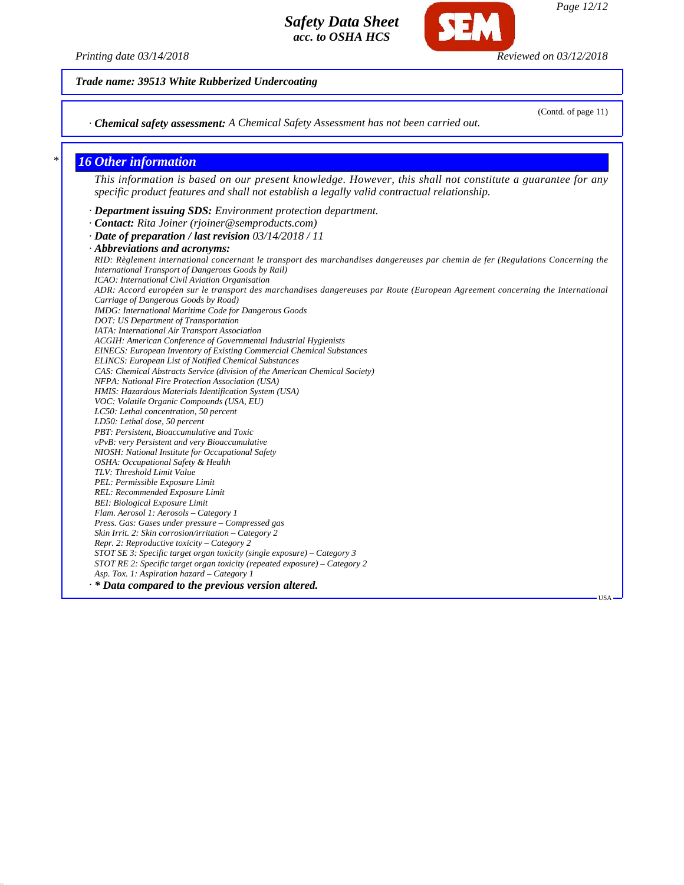Trade name: 39513 White Rubberized Undercoating

(Contd. of page 11)

· **Chemical safety assessment:** A Chemical Safety Assessment has not been carried out.

## 16 Other information

This information is based on our present knowledge. However, this shall not constitute a guarantee for any specific product features and shall not establish a legally valid contractual relationship.

· **Department issuing SDS:** Environment protection department.
· **Contact:** Rita Joiner (rjoiner@semproducts.com)
· **Date of preparation / last revision** 03/14/2018 / 11
· **Abbreviations and acronyms:**

RID: Règlement international concernant le transport des marchandises dangereuses par chemin de fer (Regulations Concerning the International Transport of Dangerous Goods by Rail)
ICAO: International Civil Aviation Organisation
ADR: Accord européen sur le transport des marchandises dangereuses par Route (European Agreement concerning the International Carriage of Dangerous Goods by Road)
IMDG: International Maritime Code for Dangerous Goods
DOT: US Department of Transportation
IATA: International Air Transport Association
ACGIH: American Conference of Governmental Industrial Hygienists
EINECS: European Inventory of Existing Commercial Chemical Substances
ELINCS: European List of Notified Chemical Substances
CAS: Chemical Abstracts Service (division of the American Chemical Society)
NFPA: National Fire Protection Association (USA)
HMIS: Hazardous Materials Identification System (USA)
VOC: Volatile Organic Compounds (USA, EU)
LC50: Lethal concentration, 50 percent
LD50: Lethal dose, 50 percent
PBT: Persistent, Bioaccumulative and Toxic
vPvB: very Persistent and very Bioaccumulative
NIOSH: National Institute for Occupational Safety
OSHA: Occupational Safety & Health
TLV: Threshold Limit Value
PEL: Permissible Exposure Limit
REL: Recommended Exposure Limit
BEI: Biological Exposure Limit
Flam. Aerosol 1: Aerosols – Category 1
Press. Gas: Gases under pressure – Compressed gas
Skin Irrit. 2: Skin corrosion/irritation – Category 2
Repr. 2: Reproductive toxicity – Category 2
STOT SE 3: Specific target organ toxicity (single exposure) – Category 3
STOT RE 2: Specific target organ toxicity (repeated exposure) – Category 2
Asp. Tox. 1: Aspiration hazard – Category 1

· **\* Data compared to the previous version altered.**

USA